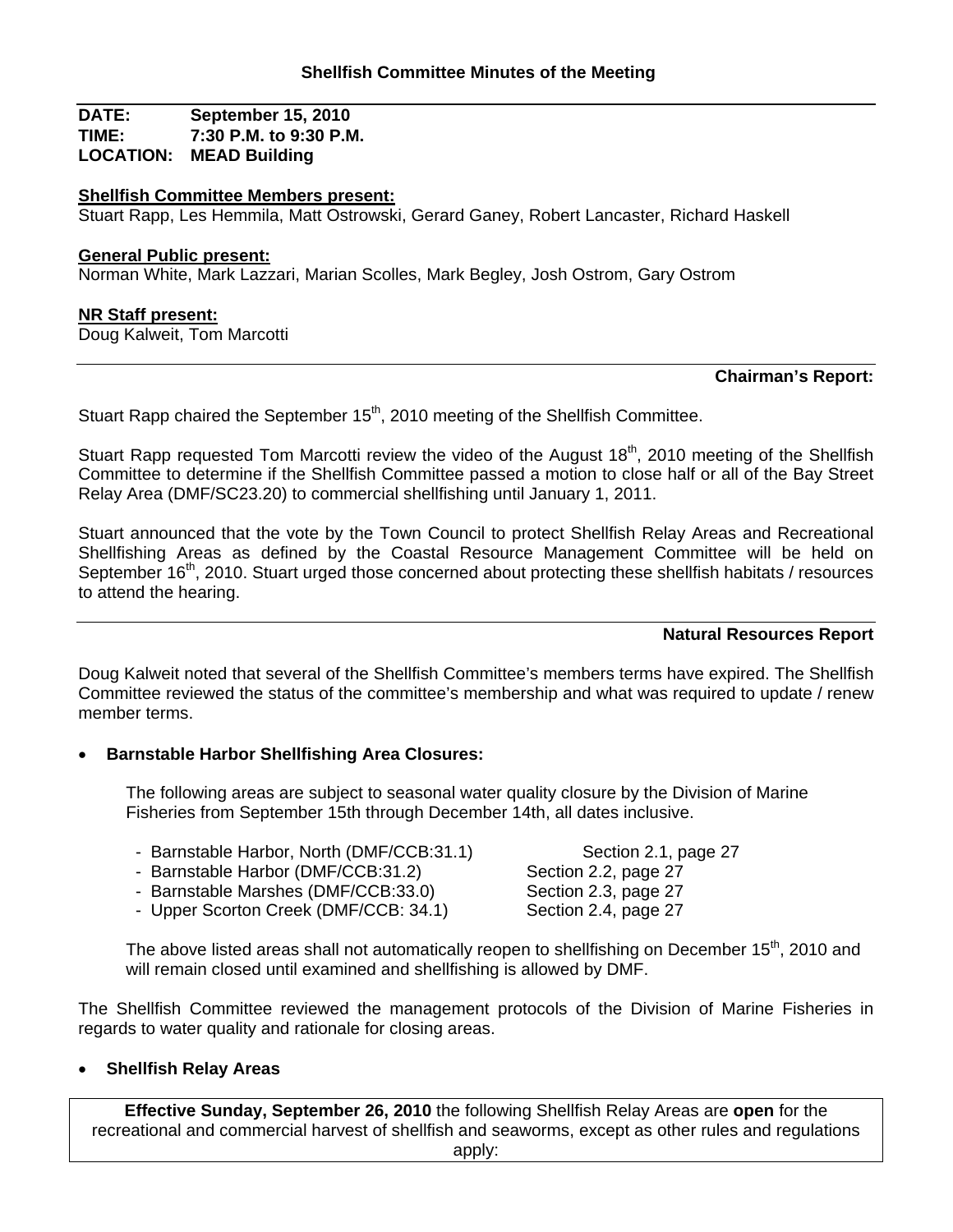## Shellfish Committee Minutes of the Meeting

**DATE:** September 15, 2010
**TIME:** 7:30 P.M. to 9:30 P.M.
**LOCATION:** MEAD Building

**Shellfish Committee Members present:**
Stuart Rapp, Les Hemmila, Matt Ostrowski, Gerard Ganey, Robert Lancaster, Richard Haskell

**General Public present:**
Norman White, Mark Lazzari, Marian Scolles, Mark Begley, Josh Ostrom, Gary Ostrom

**NR Staff present:**
Doug Kalweit, Tom Marcotti

---

### Chairman's Report:

Stuart Rapp chaired the September 15th, 2010 meeting of the Shellfish Committee.

Stuart Rapp requested Tom Marcotti review the video of the August 18th, 2010 meeting of the Shellfish Committee to determine if the Shellfish Committee passed a motion to close half or all of the Bay Street Relay Area (DMF/SC23.20) to commercial shellfishing until January 1, 2011.

Stuart announced that the vote by the Town Council to protect Shellfish Relay Areas and Recreational Shellfishing Areas as defined by the Coastal Resource Management Committee will be held on September 16th, 2010. Stuart urged those concerned about protecting these shellfish habitats / resources to attend the hearing.

---

### Natural Resources Report

Doug Kalweit noted that several of the Shellfish Committee's members terms have expired. The Shellfish Committee reviewed the status of the committee's membership and what was required to update / renew member terms.

- **Barnstable Harbor Shellfishing Area Closures:**

  The following areas are subject to seasonal water quality closure by the Division of Marine Fisheries from September 15th through December 14th, all dates inclusive.

  - Barnstable Harbor, North (DMF/CCB:31.1) Section 2.1, page 27
  - Barnstable Harbor (DMF/CCB:31.2) Section 2.2, page 27
  - Barnstable Marshes (DMF/CCB:33.0) Section 2.3, page 27
  - Upper Scorton Creek (DMF/CCB: 34.1) Section 2.4, page 27

  The above listed areas shall not automatically reopen to shellfishing on December 15th, 2010 and will remain closed until examined and shellfishing is allowed by DMF.

The Shellfish Committee reviewed the management protocols of the Division of Marine Fisheries in regards to water quality and rationale for closing areas.

- **Shellfish Relay Areas**

**Effective Sunday, September 26, 2010** the following Shellfish Relay Areas are **open** for the recreational and commercial harvest of shellfish and seaworms, except as other rules and regulations apply: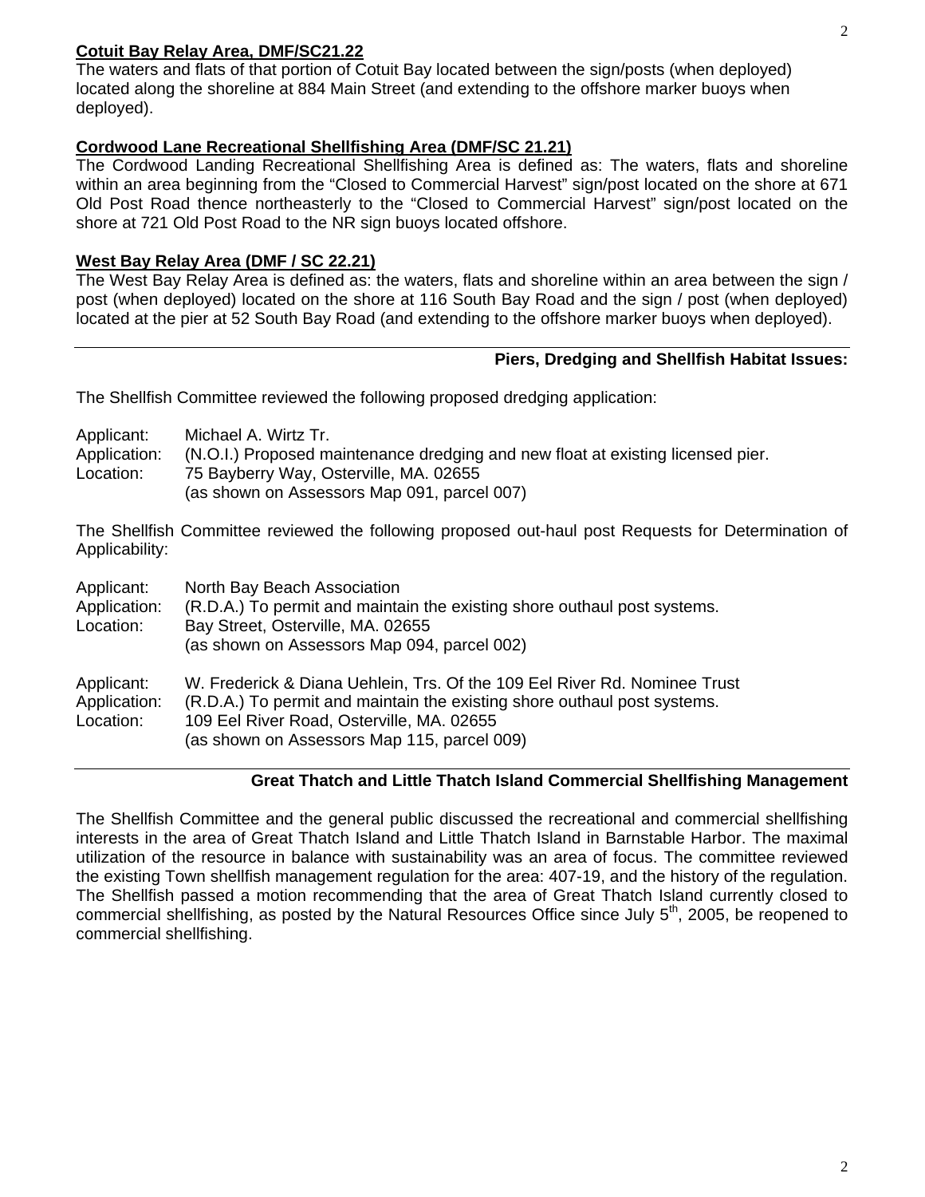**Cotuit Bay Relay Area, DMF/SC21.22**

The waters and flats of that portion of Cotuit Bay located between the sign/posts (when deployed) located along the shoreline at 884 Main Street (and extending to the offshore marker buoys when deployed).

**Cordwood Lane Recreational Shellfishing Area (DMF/SC 21.21)**

The Cordwood Landing Recreational Shellfishing Area is defined as: The waters, flats and shoreline within an area beginning from the "Closed to Commercial Harvest" sign/post located on the shore at 671 Old Post Road thence northeasterly to the "Closed to Commercial Harvest" sign/post located on the shore at 721 Old Post Road to the NR sign buoys located offshore.

**West Bay Relay Area (DMF / SC 22.21)**

The West Bay Relay Area is defined as: the waters, flats and shoreline within an area between the sign / post (when deployed) located on the shore at 116 South Bay Road and the sign / post (when deployed) located at the pier at 52 South Bay Road (and extending to the offshore marker buoys when deployed).

---

## Piers, Dredging and Shellfish Habitat Issues:

The Shellfish Committee reviewed the following proposed dredging application:

Applicant: Michael A. Wirtz Tr.
Application: (N.O.I.) Proposed maintenance dredging and new float at existing licensed pier.
Location: 75 Bayberry Way, Osterville, MA. 02655
(as shown on Assessors Map 091, parcel 007)

The Shellfish Committee reviewed the following proposed out-haul post Requests for Determination of Applicability:

Applicant: North Bay Beach Association
Application: (R.D.A.) To permit and maintain the existing shore outhaul post systems.
Location: Bay Street, Osterville, MA. 02655
(as shown on Assessors Map 094, parcel 002)

Applicant: W. Frederick & Diana Uehlein, Trs. Of the 109 Eel River Rd. Nominee Trust
Application: (R.D.A.) To permit and maintain the existing shore outhaul post systems.
Location: 109 Eel River Road, Osterville, MA. 02655
(as shown on Assessors Map 115, parcel 009)

---

## Great Thatch and Little Thatch Island Commercial Shellfishing Management

The Shellfish Committee and the general public discussed the recreational and commercial shellfishing interests in the area of Great Thatch Island and Little Thatch Island in Barnstable Harbor. The maximal utilization of the resource in balance with sustainability was an area of focus. The committee reviewed the existing Town shellfish management regulation for the area: 407-19, and the history of the regulation. The Shellfish passed a motion recommending that the area of Great Thatch Island currently closed to commercial shellfishing, as posted by the Natural Resources Office since July 5th, 2005, be reopened to commercial shellfishing.